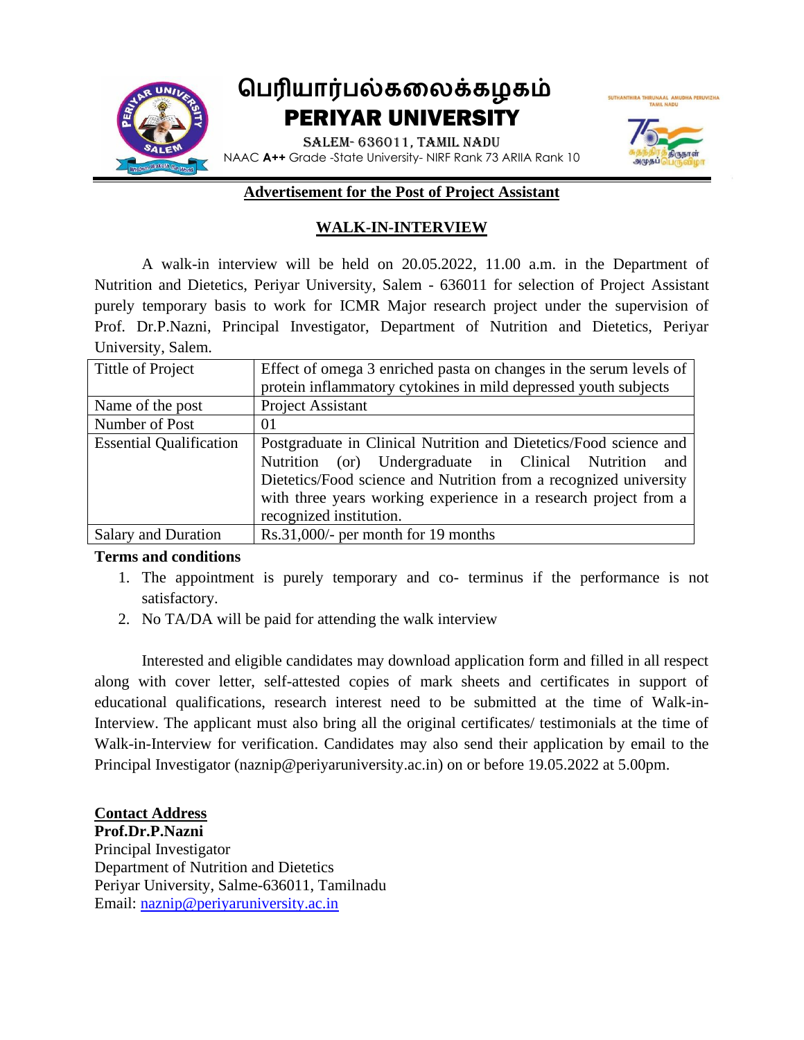# பெரியார்பல்கலைக்கழகம்
# PERIYAR UNIVERSITY

SALEM- 636011, TAMIL NADU

NAAC **A++** Grade -State University- NIRF Rank 73 ARIIA Rank 10

## Advertisement for the Post of Project Assistant

## WALK-IN-INTERVIEW

A walk-in interview will be held on 20.05.2022, 11.00 a.m. in the Department of Nutrition and Dietetics, Periyar University, Salem - 636011 for selection of Project Assistant purely temporary basis to work for ICMR Major research project under the supervision of Prof. Dr.P.Nazni, Principal Investigator, Department of Nutrition and Dietetics, Periyar University, Salem.

| Tittle of Project | Effect of omega 3 enriched pasta on changes in the serum levels of protein inflammatory cytokines in mild depressed youth subjects |
|---|---|
| Name of the post | Project Assistant |
| Number of Post | 01 |
| Essential Qualification | Postgraduate in Clinical Nutrition and Dietetics/Food science and Nutrition (or) Undergraduate in Clinical Nutrition and Dietetics/Food science and Nutrition from a recognized university with three years working experience in a research project from a recognized institution. |
| Salary and Duration | Rs.31,000/- per month for 19 months |

**Terms and conditions**

1. The appointment is purely temporary and co- terminus if the performance is not satisfactory.
2. No TA/DA will be paid for attending the walk interview

Interested and eligible candidates may download application form and filled in all respect along with cover letter, self-attested copies of mark sheets and certificates in support of educational qualifications, research interest need to be submitted at the time of Walk-in-Interview. The applicant must also bring all the original certificates/ testimonials at the time of Walk-in-Interview for verification. Candidates may also send their application by email to the Principal Investigator (naznip@periyaruniversity.ac.in) on or before 19.05.2022 at 5.00pm.

**Contact Address**

**Prof.Dr.P.Nazni**
Principal Investigator
Department of Nutrition and Dietetics
Periyar University, Salme-636011, Tamilnadu
Email: naznip@periyaruniversity.ac.in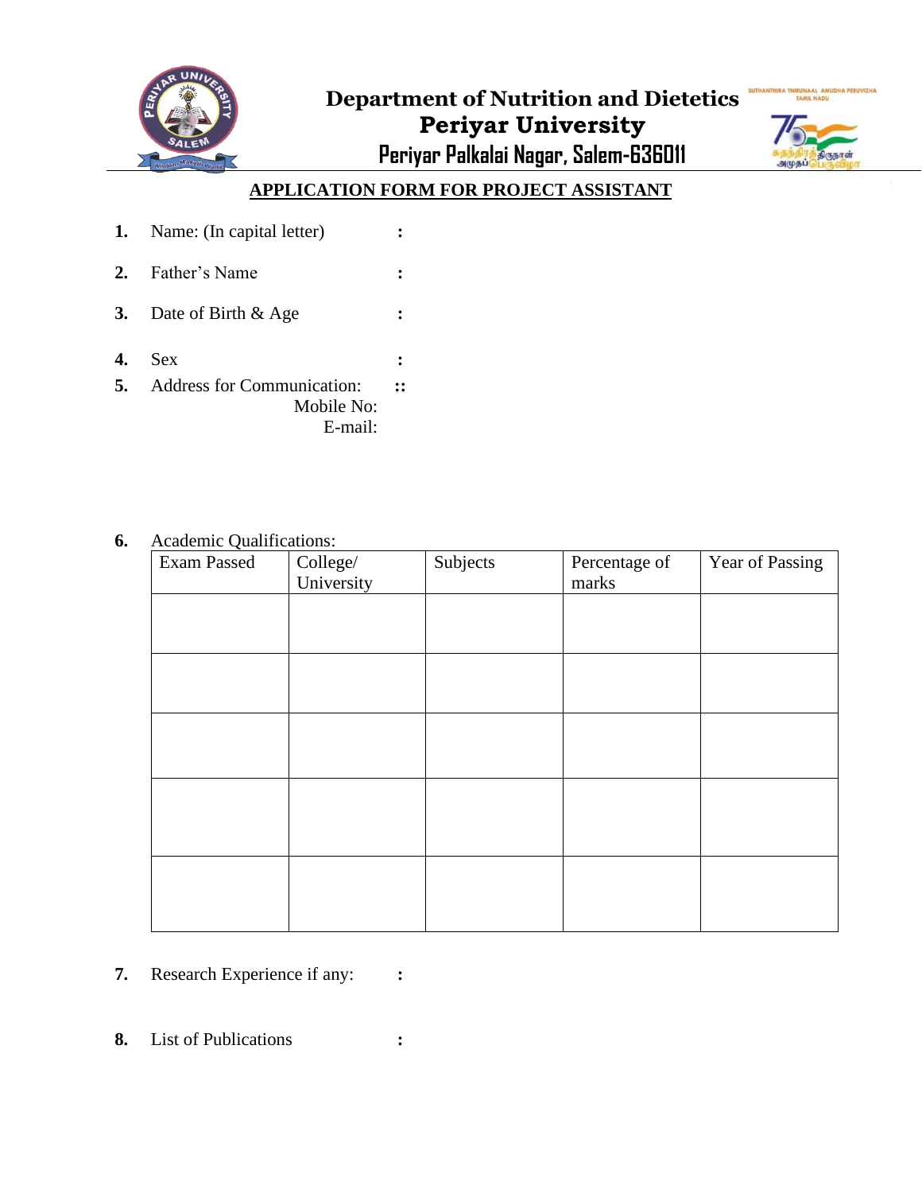**Department of Nutrition and Dietetics**
**Periyar University**
**Periyar Palkalai Nagar, Salem-636011**

**APPLICATION FORM FOR PROJECT ASSISTANT**

1. Name: (In capital letter) :
2. Father's Name :
3. Date of Birth & Age :
4. Sex :
5. Address for Communication: ::
   Mobile No:
   E-mail:
6. Academic Qualifications:

| Exam Passed | College/ University | Subjects | Percentage of marks | Year of Passing |
|---|---|---|---|---|
| | | | | |
| | | | | |
| | | | | |
| | | | | |
| | | | | |

7. Research Experience if any: :
8. List of Publications :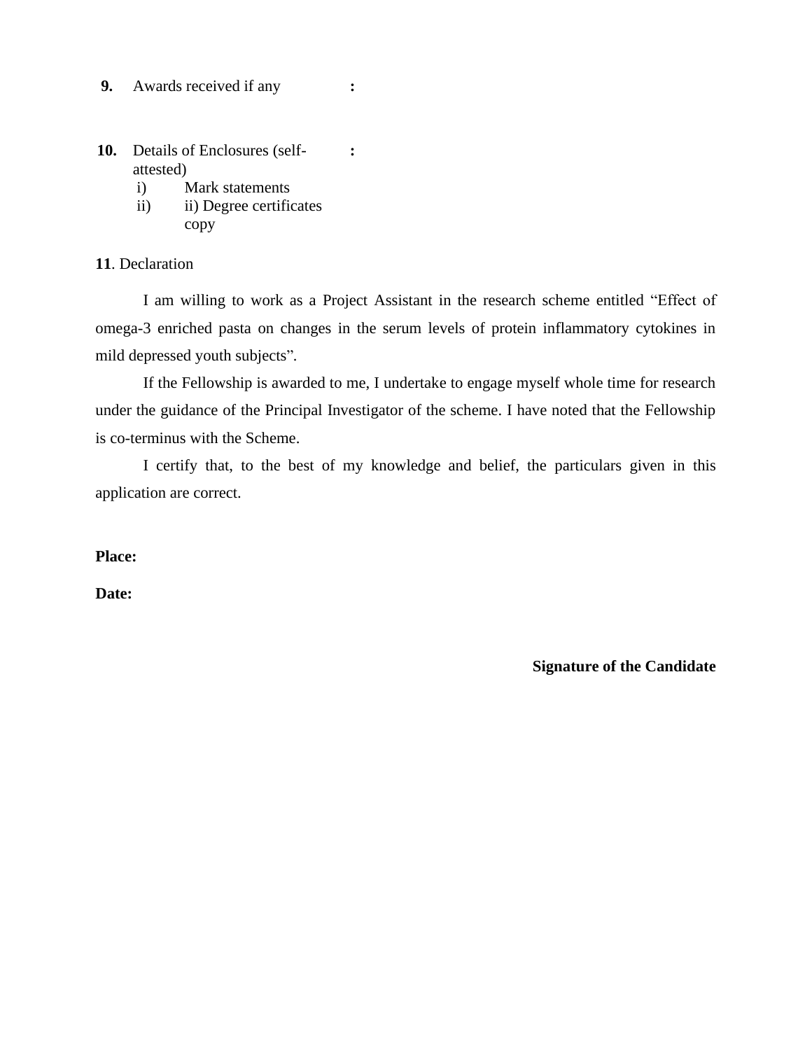**9.** Awards received if any :

**10.** Details of Enclosures (self-attested) :

i) Mark statements

ii) ii) Degree certificates copy

**11**. Declaration

I am willing to work as a Project Assistant in the research scheme entitled "Effect of omega-3 enriched pasta on changes in the serum levels of protein inflammatory cytokines in mild depressed youth subjects".

If the Fellowship is awarded to me, I undertake to engage myself whole time for research under the guidance of the Principal Investigator of the scheme. I have noted that the Fellowship is co-terminus with the Scheme.

I certify that, to the best of my knowledge and belief, the particulars given in this application are correct.

**Place:**

**Date:**

**Signature of the Candidate**